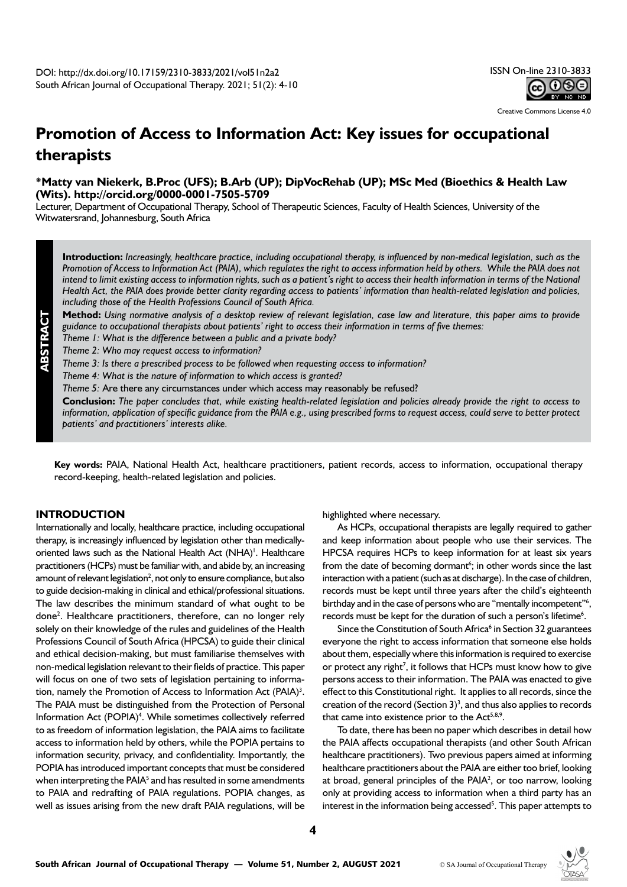DOI: http://dx.doi.org/10.17159/2310-3833/2021/vol51n2a2
South African Journal of Occupational Therapy. 2021; 51(2): 4-10

ISSN On-line 2310-3833

Creative Commons License 4.0

# Promotion of Access to Information Act: Key issues for occupational therapists

**\*Matty van Niekerk, B.Proc (UFS); B.Arb (UP); DipVocRehab (UP); MSc Med (Bioethics & Health Law (Wits). http://orcid.org/0000-0001-7505-5709**

Lecturer, Department of Occupational Therapy, School of Therapeutic Sciences, Faculty of Health Sciences, University of the Witwatersrand, Johannesburg, South Africa

## ABSTRACT

**Introduction:** *Increasingly, healthcare practice, including occupational therapy, is influenced by non-medical legislation, such as the Promotion of Access to Information Act (PAIA), which regulates the right to access information held by others. While the PAIA does not intend to limit existing access to information rights, such as a patient's right to access their health information in terms of the National Health Act, the PAIA does provide better clarity regarding access to patients' information than health-related legislation and policies, including those of the Health Professions Council of South Africa.*

**Method:** *Using normative analysis of a desktop review of relevant legislation, case law and literature, this paper aims to provide guidance to occupational therapists about patients' right to access their information in terms of five themes:*

*Theme 1: What is the difference between a public and a private body?*

*Theme 2: Who may request access to information?*

*Theme 3: Is there a prescribed process to be followed when requesting access to information?*

*Theme 4: What is the nature of information to which access is granted?*

*Theme 5:* Are there any circumstances under which access may reasonably be refused?

**Conclusion:** *The paper concludes that, while existing health-related legislation and policies already provide the right to access to information, application of specific guidance from the PAIA e.g., using prescribed forms to request access, could serve to better protect patients' and practitioners' interests alike.*

**Key words:** PAIA, National Health Act, healthcare practitioners, patient records, access to information, occupational therapy record-keeping, health-related legislation and policies.

## INTRODUCTION

Internationally and locally, healthcare practice, including occupational therapy, is increasingly influenced by legislation other than medically-oriented laws such as the National Health Act (NHA)[1]. Healthcare practitioners (HCPs) must be familiar with, and abide by, an increasing amount of relevant legislation[2], not only to ensure compliance, but also to guide decision-making in clinical and ethical/professional situations. The law describes the minimum standard of what ought to be done[2]. Healthcare practitioners, therefore, can no longer rely solely on their knowledge of the rules and guidelines of the Health Professions Council of South Africa (HPCSA) to guide their clinical and ethical decision-making, but must familiarise themselves with non-medical legislation relevant to their fields of practice. This paper will focus on one of two sets of legislation pertaining to information, namely the Promotion of Access to Information Act (PAIA)[3]. The PAIA must be distinguished from the Protection of Personal Information Act (POPIA)[4]. While sometimes collectively referred to as freedom of information legislation, the PAIA aims to facilitate access to information held by others, while the POPIA pertains to information security, privacy, and confidentiality. Importantly, the POPIA has introduced important concepts that must be considered when interpreting the PAIA[5] and has resulted in some amendments to PAIA and redrafting of PAIA regulations. POPIA changes, as well as issues arising from the new draft PAIA regulations, will be highlighted where necessary.

As HCPs, occupational therapists are legally required to gather and keep information about people who use their services. The HPCSA requires HCPs to keep information for at least six years from the date of becoming dormant[6]; in other words since the last interaction with a patient (such as at discharge). In the case of children, records must be kept until three years after the child's eighteenth birthday and in the case of persons who are "mentally incompetent"[6], records must be kept for the duration of such a person's lifetime[6].

Since the Constitution of South Africa[6] in Section 32 guarantees everyone the right to access information that someone else holds about them, especially where this information is required to exercise or protect any right[7], it follows that HCPs must know how to give persons access to their information. The PAIA was enacted to give effect to this Constitutional right. It applies to all records, since the creation of the record (Section 3)[3], and thus also applies to records that came into existence prior to the Act[5,8,9].

To date, there has been no paper which describes in detail how the PAIA affects occupational therapists (and other South African healthcare practitioners). Two previous papers aimed at informing healthcare practitioners about the PAIA are either too brief, looking at broad, general principles of the PAIA[2], or too narrow, looking only at providing access to information when a third party has an interest in the information being accessed[5]. This paper attempts to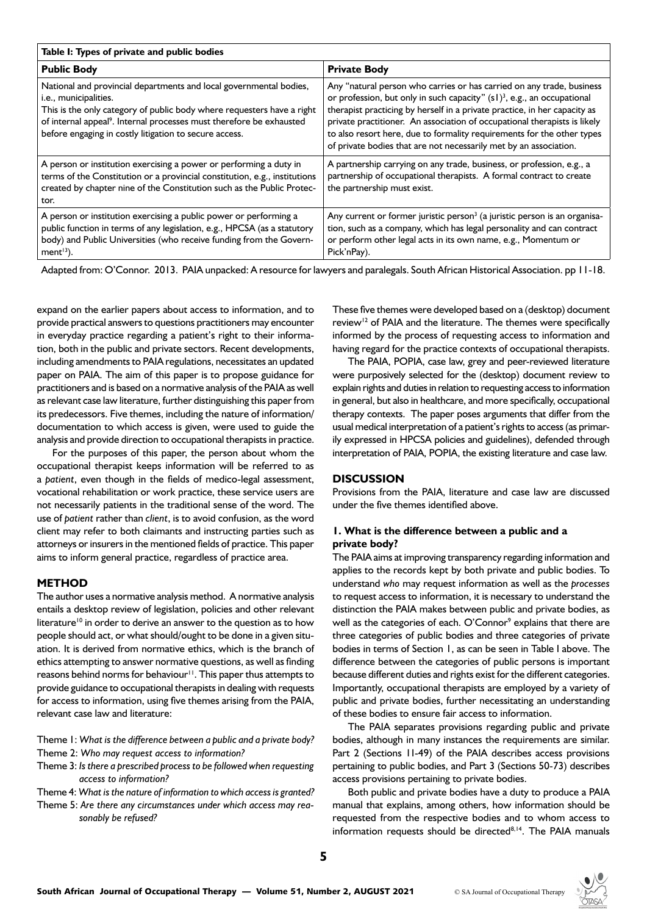| Table I: Types of private and public bodies | |
|---|---|
| **Public Body** | **Private Body** |
| National and provincial departments and local governmental bodies, i.e., municipalities. This is the only category of public body where requesters have a right of internal appeal[9]. Internal processes must therefore be exhausted before engaging in costly litigation to secure access. | Any "natural person who carries or has carried on any trade, business or profession, but only in such capacity" (s1)[3], e.g., an occupational therapist practicing by herself in a private practice, in her capacity as private practitioner. An association of occupational therapists is likely to also resort here, due to formality requirements for the other types of private bodies that are not necessarily met by an association. |
| A person or institution exercising a power or performing a duty in terms of the Constitution or a provincial constitution, e.g., institutions created by chapter nine of the Constitution such as the Public Protector. | A partnership carrying on any trade, business, or profession, e.g., a partnership of occupational therapists. A formal contract to create the partnership must exist. |
| A person or institution exercising a public power or performing a public function in terms of any legislation, e.g., HPCSA (as a statutory body) and Public Universities (who receive funding from the Government[13]). | Any current or former juristic person[3] (a juristic person is an organisation, such as a company, which has legal personality and can contract or perform other legal acts in its own name, e.g., Momentum or Pick'nPay). |

Adapted from: O'Connor. 2013. PAIA unpacked: A resource for lawyers and paralegals. South African Historical Association. pp 11-18.

expand on the earlier papers about access to information, and to provide practical answers to questions practitioners may encounter in everyday practice regarding a patient's right to their information, both in the public and private sectors. Recent developments, including amendments to PAIA regulations, necessitates an updated paper on PAIA. The aim of this paper is to propose guidance for practitioners and is based on a normative analysis of the PAIA as well as relevant case law literature, further distinguishing this paper from its predecessors. Five themes, including the nature of information/documentation to which access is given, were used to guide the analysis and provide direction to occupational therapists in practice.

For the purposes of this paper, the person about whom the occupational therapist keeps information will be referred to as a *patient*, even though in the fields of medico-legal assessment, vocational rehabilitation or work practice, these service users are not necessarily patients in the traditional sense of the word. The use of *patient* rather than *client*, is to avoid confusion, as the word client may refer to both claimants and instructing parties such as attorneys or insurers in the mentioned fields of practice. This paper aims to inform general practice, regardless of practice area.

## METHOD

The author uses a normative analysis method. A normative analysis entails a desktop review of legislation, policies and other relevant literature[10] in order to derive an answer to the question as to how people should act, or what should/ought to be done in a given situation. It is derived from normative ethics, which is the branch of ethics attempting to answer normative questions, as well as finding reasons behind norms for behaviour[11]. This paper thus attempts to provide guidance to occupational therapists in dealing with requests for access to information, using five themes arising from the PAIA, relevant case law and literature:

Theme 1: *What is the difference between a public and a private body?*
Theme 2: *Who may request access to information?*
Theme 3: *Is there a prescribed process to be followed when requesting access to information?*
Theme 4: *What is the nature of information to which access is granted?*
Theme 5: *Are there any circumstances under which access may reasonably be refused?*

These five themes were developed based on a (desktop) document review[12] of PAIA and the literature. The themes were specifically informed by the process of requesting access to information and having regard for the practice contexts of occupational therapists.

The PAIA, POPIA, case law, grey and peer-reviewed literature were purposively selected for the (desktop) document review to explain rights and duties in relation to requesting access to information in general, but also in healthcare, and more specifically, occupational therapy contexts. The paper poses arguments that differ from the usual medical interpretation of a patient's rights to access (as primarily expressed in HPCSA policies and guidelines), defended through interpretation of PAIA, POPIA, the existing literature and case law.

## DISCUSSION

Provisions from the PAIA, literature and case law are discussed under the five themes identified above.

### 1. What is the difference between a public and a private body?

The PAIA aims at improving transparency regarding information and applies to the records kept by both private and public bodies. To understand *who* may request information as well as the *processes* to request access to information, it is necessary to understand the distinction the PAIA makes between public and private bodies, as well as the categories of each. O'Connor[9] explains that there are three categories of public bodies and three categories of private bodies in terms of Section 1, as can be seen in Table I above. The difference between the categories of public persons is important because different duties and rights exist for the different categories. Importantly, occupational therapists are employed by a variety of public and private bodies, further necessitating an understanding of these bodies to ensure fair access to information.

The PAIA separates provisions regarding public and private bodies, although in many instances the requirements are similar. Part 2 (Sections 11-49) of the PAIA describes access provisions pertaining to public bodies, and Part 3 (Sections 50-73) describes access provisions pertaining to private bodies.

Both public and private bodies have a duty to produce a PAIA manual that explains, among others, how information should be requested from the respective bodies and to whom access to information requests should be directed[8,14]. The PAIA manuals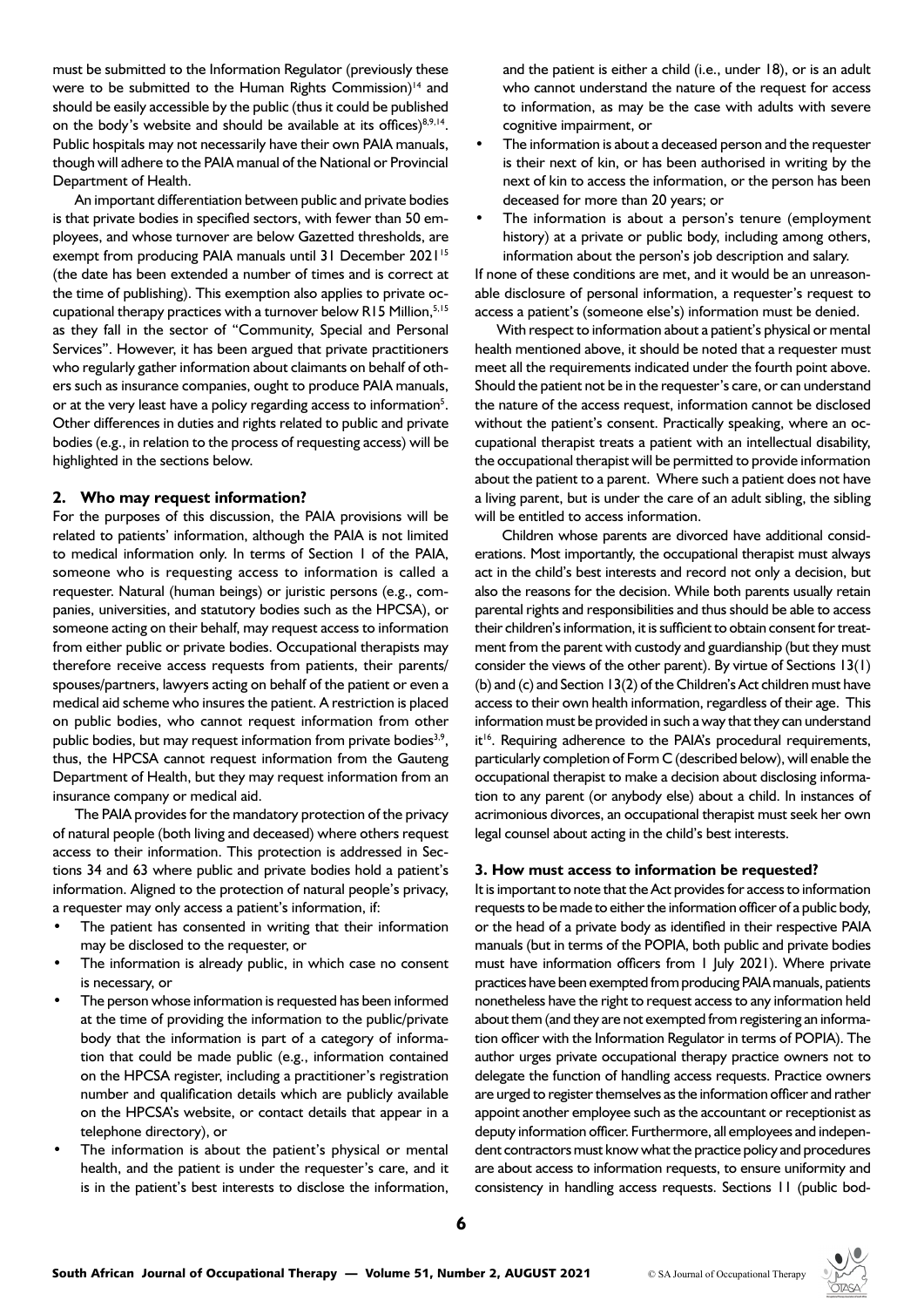must be submitted to the Information Regulator (previously these were to be submitted to the Human Rights Commission)[14] and should be easily accessible by the public (thus it could be published on the body's website and should be available at its offices)[8,9,14]. Public hospitals may not necessarily have their own PAIA manuals, though will adhere to the PAIA manual of the National or Provincial Department of Health.

An important differentiation between public and private bodies is that private bodies in specified sectors, with fewer than 50 employees, and whose turnover are below Gazetted thresholds, are exempt from producing PAIA manuals until 31 December 2021[15] (the date has been extended a number of times and is correct at the time of publishing). This exemption also applies to private occupational therapy practices with a turnover below R15 Million,[5,15] as they fall in the sector of "Community, Special and Personal Services". However, it has been argued that private practitioners who regularly gather information about claimants on behalf of others such as insurance companies, ought to produce PAIA manuals, or at the very least have a policy regarding access to information[5]. Other differences in duties and rights related to public and private bodies (e.g., in relation to the process of requesting access) will be highlighted in the sections below.

## 2. Who may request information?

For the purposes of this discussion, the PAIA provisions will be related to patients' information, although the PAIA is not limited to medical information only. In terms of Section 1 of the PAIA, someone who is requesting access to information is called a requester. Natural (human beings) or juristic persons (e.g., companies, universities, and statutory bodies such as the HPCSA), or someone acting on their behalf, may request access to information from either public or private bodies. Occupational therapists may therefore receive access requests from patients, their parents/ spouses/partners, lawyers acting on behalf of the patient or even a medical aid scheme who insures the patient. A restriction is placed on public bodies, who cannot request information from other public bodies, but may request information from private bodies[3,9], thus, the HPCSA cannot request information from the Gauteng Department of Health, but they may request information from an insurance company or medical aid.

The PAIA provides for the mandatory protection of the privacy of natural people (both living and deceased) where others request access to their information. This protection is addressed in Sections 34 and 63 where public and private bodies hold a patient's information. Aligned to the protection of natural people's privacy, a requester may only access a patient's information, if:

- The patient has consented in writing that their information may be disclosed to the requester, or
- The information is already public, in which case no consent is necessary, or
- The person whose information is requested has been informed at the time of providing the information to the public/private body that the information is part of a category of information that could be made public (e.g., information contained on the HPCSA register, including a practitioner's registration number and qualification details which are publicly available on the HPCSA's website, or contact details that appear in a telephone directory), or
- The information is about the patient's physical or mental health, and the patient is under the requester's care, and it is in the patient's best interests to disclose the information, and the patient is either a child (i.e., under 18), or is an adult who cannot understand the nature of the request for access to information, as may be the case with adults with severe cognitive impairment, or
- The information is about a deceased person and the requester is their next of kin, or has been authorised in writing by the next of kin to access the information, or the person has been deceased for more than 20 years; or
- The information is about a person's tenure (employment history) at a private or public body, including among others, information about the person's job description and salary.

If none of these conditions are met, and it would be an unreasonable disclosure of personal information, a requester's request to access a patient's (someone else's) information must be denied.

With respect to information about a patient's physical or mental health mentioned above, it should be noted that a requester must meet all the requirements indicated under the fourth point above. Should the patient not be in the requester's care, or can understand the nature of the access request, information cannot be disclosed without the patient's consent. Practically speaking, where an occupational therapist treats a patient with an intellectual disability, the occupational therapist will be permitted to provide information about the patient to a parent. Where such a patient does not have a living parent, but is under the care of an adult sibling, the sibling will be entitled to access information.

Children whose parents are divorced have additional considerations. Most importantly, the occupational therapist must always act in the child's best interests and record not only a decision, but also the reasons for the decision. While both parents usually retain parental rights and responsibilities and thus should be able to access their children's information, it is sufficient to obtain consent for treatment from the parent with custody and guardianship (but they must consider the views of the other parent). By virtue of Sections 13(1) (b) and (c) and Section 13(2) of the Children's Act children must have access to their own health information, regardless of their age. This information must be provided in such a way that they can understand it[16]. Requiring adherence to the PAIA's procedural requirements, particularly completion of Form C (described below), will enable the occupational therapist to make a decision about disclosing information to any parent (or anybody else) about a child. In instances of acrimonious divorces, an occupational therapist must seek her own legal counsel about acting in the child's best interests.

## 3. How must access to information be requested?

It is important to note that the Act provides for access to information requests to be made to either the information officer of a public body, or the head of a private body as identified in their respective PAIA manuals (but in terms of the POPIA, both public and private bodies must have information officers from 1 July 2021). Where private practices have been exempted from producing PAIA manuals, patients nonetheless have the right to request access to any information held about them (and they are not exempted from registering an information officer with the Information Regulator in terms of POPIA). The author urges private occupational therapy practice owners not to delegate the function of handling access requests. Practice owners are urged to register themselves as the information officer and rather appoint another employee such as the accountant or receptionist as deputy information officer. Furthermore, all employees and independent contractors must know what the practice policy and procedures are about access to information requests, to ensure uniformity and consistency in handling access requests. Sections 11 (public bod-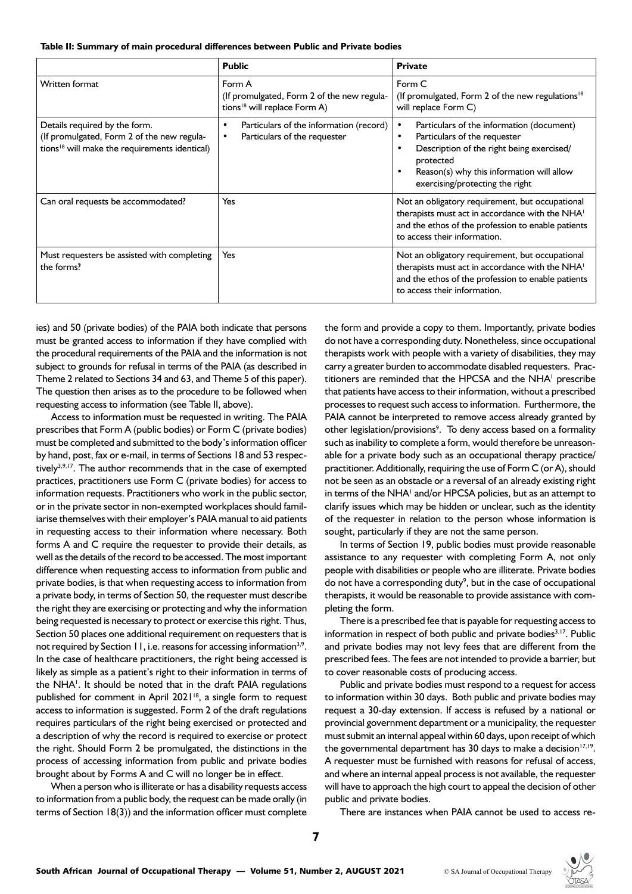**Table II: Summary of main procedural differences between Public and Private bodies**

| | **Public** | **Private** |
|---|---|---|
| Written format | Form A (If promulgated, Form 2 of the new regulations[18] will replace Form A) | Form C (If promulgated, Form 2 of the new regulations[18] will replace Form C) |
| Details required by the form. (If promulgated, Form 2 of the new regulations[18] will make the requirements identical) | • Particulars of the information (record) • Particulars of the requester | • Particulars of the information (document) • Particulars of the requester • Description of the right being exercised/ protected • Reason(s) why this information will allow exercising/protecting the right |
| Can oral requests be accommodated? | Yes | Not an obligatory requirement, but occupational therapists must act in accordance with the NHA[1] and the ethos of the profession to enable patients to access their information. |
| Must requesters be assisted with completing the forms? | Yes | Not an obligatory requirement, but occupational therapists must act in accordance with the NHA[1] and the ethos of the profession to enable patients to access their information. |

ies) and 50 (private bodies) of the PAIA both indicate that persons must be granted access to information if they have complied with the procedural requirements of the PAIA and the information is not subject to grounds for refusal in terms of the PAIA (as described in Theme 2 related to Sections 34 and 63, and Theme 5 of this paper). The question then arises as to the procedure to be followed when requesting access to information (see Table II, above).

Access to information must be requested in writing. The PAIA prescribes that Form A (public bodies) or Form C (private bodies) must be completed and submitted to the body's information officer by hand, post, fax or e-mail, in terms of Sections 18 and 53 respectively[3,9,17]. The author recommends that in the case of exempted practices, practitioners use Form C (private bodies) for access to information requests. Practitioners who work in the public sector, or in the private sector in non-exempted workplaces should familiarise themselves with their employer's PAIA manual to aid patients in requesting access to their information where necessary. Both forms A and C require the requester to provide their details, as well as the details of the record to be accessed. The most important difference when requesting access to information from public and private bodies, is that when requesting access to information from a private body, in terms of Section 50, the requester must describe the right they are exercising or protecting and why the information being requested is necessary to protect or exercise this right. Thus, Section 50 places one additional requirement on requesters that is not required by Section 11, i.e. reasons for accessing information[3,9]. In the case of healthcare practitioners, the right being accessed is likely as simple as a patient's right to their information in terms of the NHA[1]. It should be noted that in the draft PAIA regulations published for comment in April 2021[18], a single form to request access to information is suggested. Form 2 of the draft regulations requires particulars of the right being exercised or protected and a description of why the record is required to exercise or protect the right. Should Form 2 be promulgated, the distinctions in the process of accessing information from public and private bodies brought about by Forms A and C will no longer be in effect.

When a person who is illiterate or has a disability requests access to information from a public body, the request can be made orally (in terms of Section 18(3)) and the information officer must complete the form and provide a copy to them. Importantly, private bodies do not have a corresponding duty. Nonetheless, since occupational therapists work with people with a variety of disabilities, they may carry a greater burden to accommodate disabled requesters. Practitioners are reminded that the HPCSA and the NHA[1] prescribe that patients have access to their information, without a prescribed processes to request such access to information. Furthermore, the PAIA cannot be interpreted to remove access already granted by other legislation/provisions[9]. To deny access based on a formality such as inability to complete a form, would therefore be unreasonable for a private body such as an occupational therapy practice/ practitioner. Additionally, requiring the use of Form C (or A), should not be seen as an obstacle or a reversal of an already existing right in terms of the NHA[1] and/or HPCSA policies, but as an attempt to clarify issues which may be hidden or unclear, such as the identity of the requester in relation to the person whose information is sought, particularly if they are not the same person.

In terms of Section 19, public bodies must provide reasonable assistance to any requester with completing Form A, not only people with disabilities or people who are illiterate. Private bodies do not have a corresponding duty[9], but in the case of occupational therapists, it would be reasonable to provide assistance with completing the form.

There is a prescribed fee that is payable for requesting access to information in respect of both public and private bodies[3,17]. Public and private bodies may not levy fees that are different from the prescribed fees. The fees are not intended to provide a barrier, but to cover reasonable costs of producing access.

Public and private bodies must respond to a request for access to information within 30 days. Both public and private bodies may request a 30-day extension. If access is refused by a national or provincial government department or a municipality, the requester must submit an internal appeal within 60 days, upon receipt of which the governmental department has 30 days to make a decision[17,19]. A requester must be furnished with reasons for refusal of access, and where an internal appeal process is not available, the requester will have to approach the high court to appeal the decision of other public and private bodies.

There are instances when PAIA cannot be used to access re-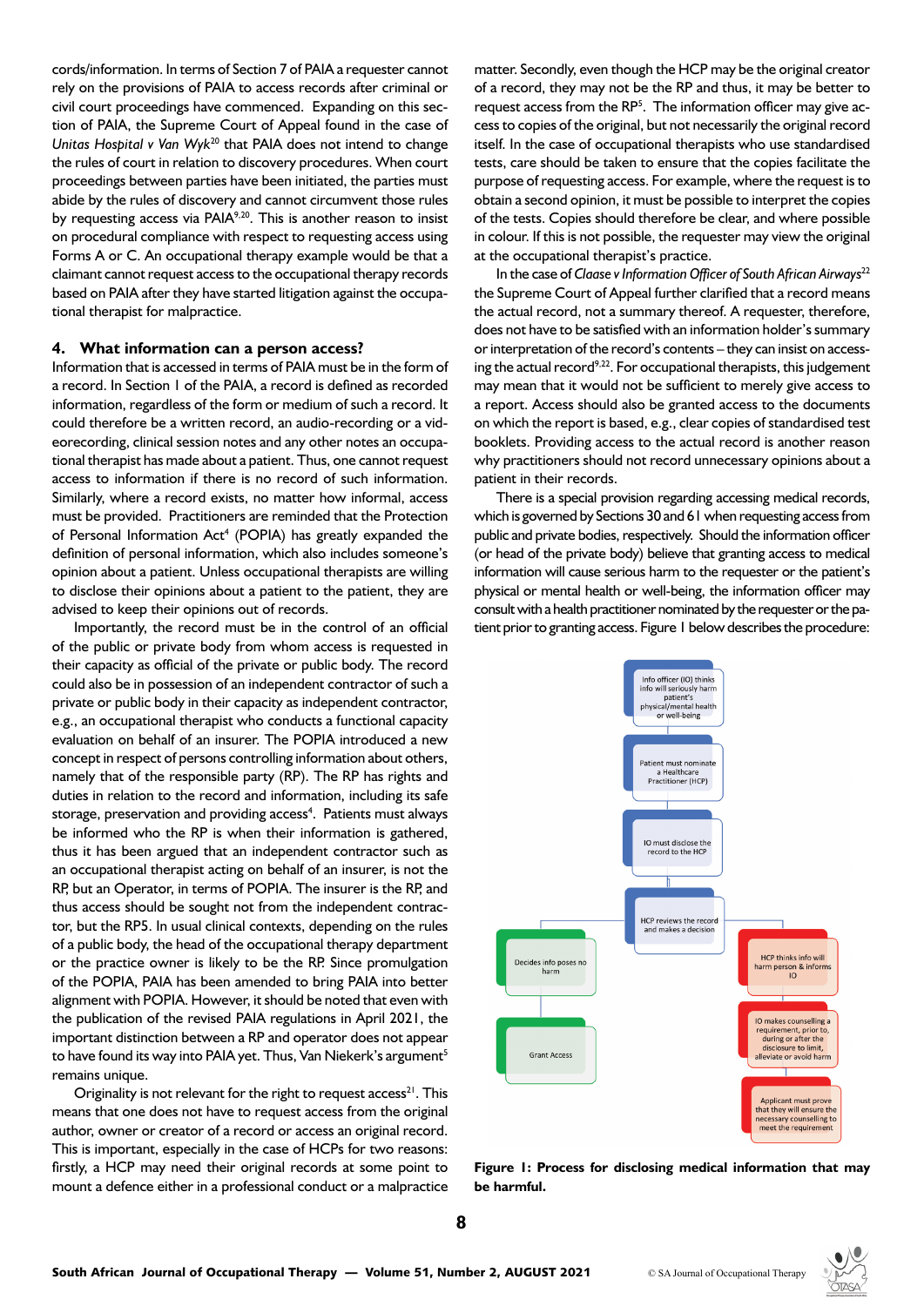cords/information. In terms of Section 7 of PAIA a requester cannot rely on the provisions of PAIA to access records after criminal or civil court proceedings have commenced. Expanding on this section of PAIA, the Supreme Court of Appeal found in the case of *Unitas Hospital v Van Wyk*[20] that PAIA does not intend to change the rules of court in relation to discovery procedures. When court proceedings between parties have been initiated, the parties must abide by the rules of discovery and cannot circumvent those rules by requesting access via PAIA[9,20]. This is another reason to insist on procedural compliance with respect to requesting access using Forms A or C. An occupational therapy example would be that a claimant cannot request access to the occupational therapy records based on PAIA after they have started litigation against the occupational therapist for malpractice.

## 4. What information can a person access?

Information that is accessed in terms of PAIA must be in the form of a record. In Section 1 of the PAIA, a record is defined as recorded information, regardless of the form or medium of such a record. It could therefore be a written record, an audio-recording or a videorecording, clinical session notes and any other notes an occupational therapist has made about a patient. Thus, one cannot request access to information if there is no record of such information. Similarly, where a record exists, no matter how informal, access must be provided. Practitioners are reminded that the Protection of Personal Information Act[4] (POPIA) has greatly expanded the definition of personal information, which also includes someone's opinion about a patient. Unless occupational therapists are willing to disclose their opinions about a patient to the patient, they are advised to keep their opinions out of records.

Importantly, the record must be in the control of an official of the public or private body from whom access is requested in their capacity as official of the private or public body. The record could also be in possession of an independent contractor of such a private or public body in their capacity as independent contractor, e.g., an occupational therapist who conducts a functional capacity evaluation on behalf of an insurer. The POPIA introduced a new concept in respect of persons controlling information about others, namely that of the responsible party (RP). The RP has rights and duties in relation to the record and information, including its safe storage, preservation and providing access[4]. Patients must always be informed who the RP is when their information is gathered, thus it has been argued that an independent contractor such as an occupational therapist acting on behalf of an insurer, is not the RP, but an Operator, in terms of POPIA. The insurer is the RP, and thus access should be sought not from the independent contractor, but the RP5. In usual clinical contexts, depending on the rules of a public body, the head of the occupational therapy department or the practice owner is likely to be the RP. Since promulgation of the POPIA, PAIA has been amended to bring PAIA into better alignment with POPIA. However, it should be noted that even with the publication of the revised PAIA regulations in April 2021, the important distinction between a RP and operator does not appear to have found its way into PAIA yet. Thus, Van Niekerk's argument[5] remains unique.

Originality is not relevant for the right to request access[21]. This means that one does not have to request access from the original author, owner or creator of a record or access an original record. This is important, especially in the case of HCPs for two reasons: firstly, a HCP may need their original records at some point to mount a defence either in a professional conduct or a malpractice matter. Secondly, even though the HCP may be the original creator of a record, they may not be the RP and thus, it may be better to request access from the RP[5]. The information officer may give access to copies of the original, but not necessarily the original record itself. In the case of occupational therapists who use standardised tests, care should be taken to ensure that the copies facilitate the purpose of requesting access. For example, where the request is to obtain a second opinion, it must be possible to interpret the copies of the tests. Copies should therefore be clear, and where possible in colour. If this is not possible, the requester may view the original at the occupational therapist's practice.

In the case of *Claase v Information Officer of South African Airways*[22] the Supreme Court of Appeal further clarified that a record means the actual record, not a summary thereof. A requester, therefore, does not have to be satisfied with an information holder's summary or interpretation of the record's contents – they can insist on accessing the actual record[9,22]. For occupational therapists, this judgement may mean that it would not be sufficient to merely give access to a report. Access should also be granted access to the documents on which the report is based, e.g., clear copies of standardised test booklets. Providing access to the actual record is another reason why practitioners should not record unnecessary opinions about a patient in their records.

There is a special provision regarding accessing medical records, which is governed by Sections 30 and 61 when requesting access from public and private bodies, respectively. Should the information officer (or head of the private body) believe that granting access to medical information will cause serious harm to the requester or the patient's physical or mental health or well-being, the information officer may consult with a health practitioner nominated by the requester or the patient prior to granting access. Figure 1 below describes the procedure:

Info officer (IO) thinks info will seriously harm patient's physical/mental health or well-being

Patient must nominate a Healthcare Practitioner (HCP)

IO must disclose the record to the HCP

HCP reviews the record and makes a decision

Decides info poses no harm

Grant Access

HCP thinks info will harm person & informs IO

IO makes counselling a requirement, prior to, during or after the disclosure to limit, alleviate or avoid harm

Applicant must prove that they will ensure the necessary counselling to meet the requirement

**Figure 1: Process for disclosing medical information that may be harmful.**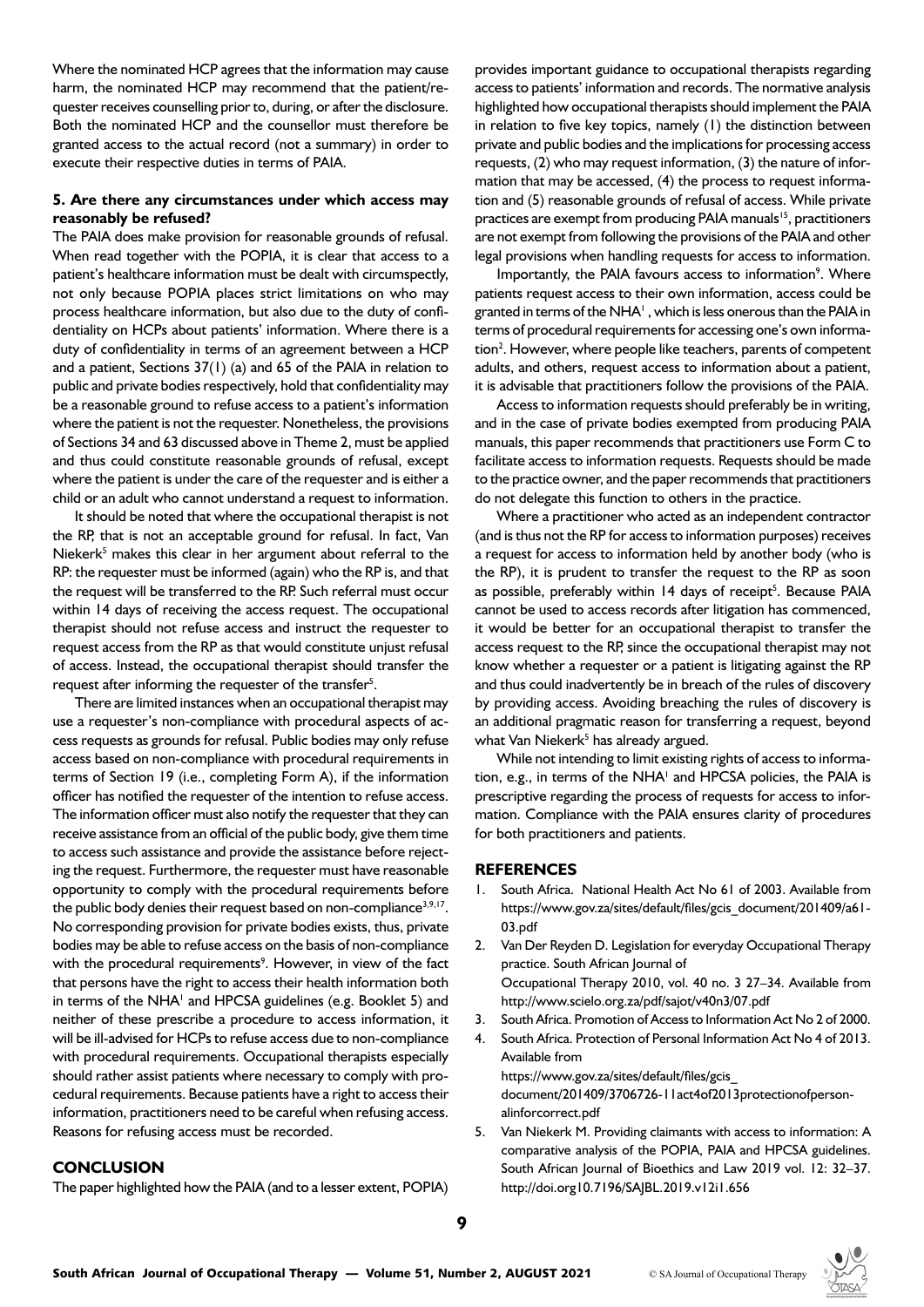Where the nominated HCP agrees that the information may cause harm, the nominated HCP may recommend that the patient/requester receives counselling prior to, during, or after the disclosure. Both the nominated HCP and the counsellor must therefore be granted access to the actual record (not a summary) in order to execute their respective duties in terms of PAIA.

### 5. Are there any circumstances under which access may reasonably be refused?

The PAIA does make provision for reasonable grounds of refusal. When read together with the POPIA, it is clear that access to a patient's healthcare information must be dealt with circumspectly, not only because POPIA places strict limitations on who may process healthcare information, but also due to the duty of confidentiality on HCPs about patients' information. Where there is a duty of confidentiality in terms of an agreement between a HCP and a patient, Sections 37(1) (a) and 65 of the PAIA in relation to public and private bodies respectively, hold that confidentiality may be a reasonable ground to refuse access to a patient's information where the patient is not the requester. Nonetheless, the provisions of Sections 34 and 63 discussed above in Theme 2, must be applied and thus could constitute reasonable grounds of refusal, except where the patient is under the care of the requester and is either a child or an adult who cannot understand a request to information.

It should be noted that where the occupational therapist is not the RP, that is not an acceptable ground for refusal. In fact, Van Niekerk[5] makes this clear in her argument about referral to the RP: the requester must be informed (again) who the RP is, and that the request will be transferred to the RP. Such referral must occur within 14 days of receiving the access request. The occupational therapist should not refuse access and instruct the requester to request access from the RP as that would constitute unjust refusal of access. Instead, the occupational therapist should transfer the request after informing the requester of the transfer[5].

There are limited instances when an occupational therapist may use a requester's non-compliance with procedural aspects of access requests as grounds for refusal. Public bodies may only refuse access based on non-compliance with procedural requirements in terms of Section 19 (i.e., completing Form A), if the information officer has notified the requester of the intention to refuse access. The information officer must also notify the requester that they can receive assistance from an official of the public body, give them time to access such assistance and provide the assistance before rejecting the request. Furthermore, the requester must have reasonable opportunity to comply with the procedural requirements before the public body denies their request based on non-compliance[3,9,17]. No corresponding provision for private bodies exists, thus, private bodies may be able to refuse access on the basis of non-compliance with the procedural requirements[9]. However, in view of the fact that persons have the right to access their health information both in terms of the NHA[1] and HPCSA guidelines (e.g. Booklet 5) and neither of these prescribe a procedure to access information, it will be ill-advised for HCPs to refuse access due to non-compliance with procedural requirements. Occupational therapists especially should rather assist patients where necessary to comply with procedural requirements. Because patients have a right to access their information, practitioners need to be careful when refusing access. Reasons for refusing access must be recorded.

## CONCLUSION

The paper highlighted how the PAIA (and to a lesser extent, POPIA) provides important guidance to occupational therapists regarding access to patients' information and records. The normative analysis highlighted how occupational therapists should implement the PAIA in relation to five key topics, namely (1) the distinction between private and public bodies and the implications for processing access requests, (2) who may request information, (3) the nature of information that may be accessed, (4) the process to request information and (5) reasonable grounds of refusal of access. While private practices are exempt from producing PAIA manuals[15], practitioners are not exempt from following the provisions of the PAIA and other legal provisions when handling requests for access to information.

Importantly, the PAIA favours access to information[9]. Where patients request access to their own information, access could be granted in terms of the NHA[1], which is less onerous than the PAIA in terms of procedural requirements for accessing one's own information[2]. However, where people like teachers, parents of competent adults, and others, request access to information about a patient, it is advisable that practitioners follow the provisions of the PAIA.

Access to information requests should preferably be in writing, and in the case of private bodies exempted from producing PAIA manuals, this paper recommends that practitioners use Form C to facilitate access to information requests. Requests should be made to the practice owner, and the paper recommends that practitioners do not delegate this function to others in the practice.

Where a practitioner who acted as an independent contractor (and is thus not the RP for access to information purposes) receives a request for access to information held by another body (who is the RP), it is prudent to transfer the request to the RP as soon as possible, preferably within 14 days of receipt[5]. Because PAIA cannot be used to access records after litigation has commenced, it would be better for an occupational therapist to transfer the access request to the RP, since the occupational therapist may not know whether a requester or a patient is litigating against the RP and thus could inadvertently be in breach of the rules of discovery by providing access. Avoiding breaching the rules of discovery is an additional pragmatic reason for transferring a request, beyond what Van Niekerk[5] has already argued.

While not intending to limit existing rights of access to information, e.g., in terms of the NHA[1] and HPCSA policies, the PAIA is prescriptive regarding the process of requests for access to information. Compliance with the PAIA ensures clarity of procedures for both practitioners and patients.

## REFERENCES

1. South Africa. National Health Act No 61 of 2003. Available from https://www.gov.za/sites/default/files/gcis_document/201409/a61-03.pdf
2. Van Der Reyden D. Legislation for everyday Occupational Therapy practice. South African Journal of Occupational Therapy 2010, vol. 40 no. 3 27–34. Available from http://www.scielo.org.za/pdf/sajot/v40n3/07.pdf
3. South Africa. Promotion of Access to Information Act No 2 of 2000.
4. South Africa. Protection of Personal Information Act No 4 of 2013. Available from https://www.gov.za/sites/default/files/gcis_document/201409/3706726-11act4of2013protectionofpersonalinforcorrect.pdf
5. Van Niekerk M. Providing claimants with access to information: A comparative analysis of the POPIA, PAIA and HPCSA guidelines. South African Journal of Bioethics and Law 2019 vol. 12: 32–37. http://doi.org10.7196/SAJBL.2019.v12i1.656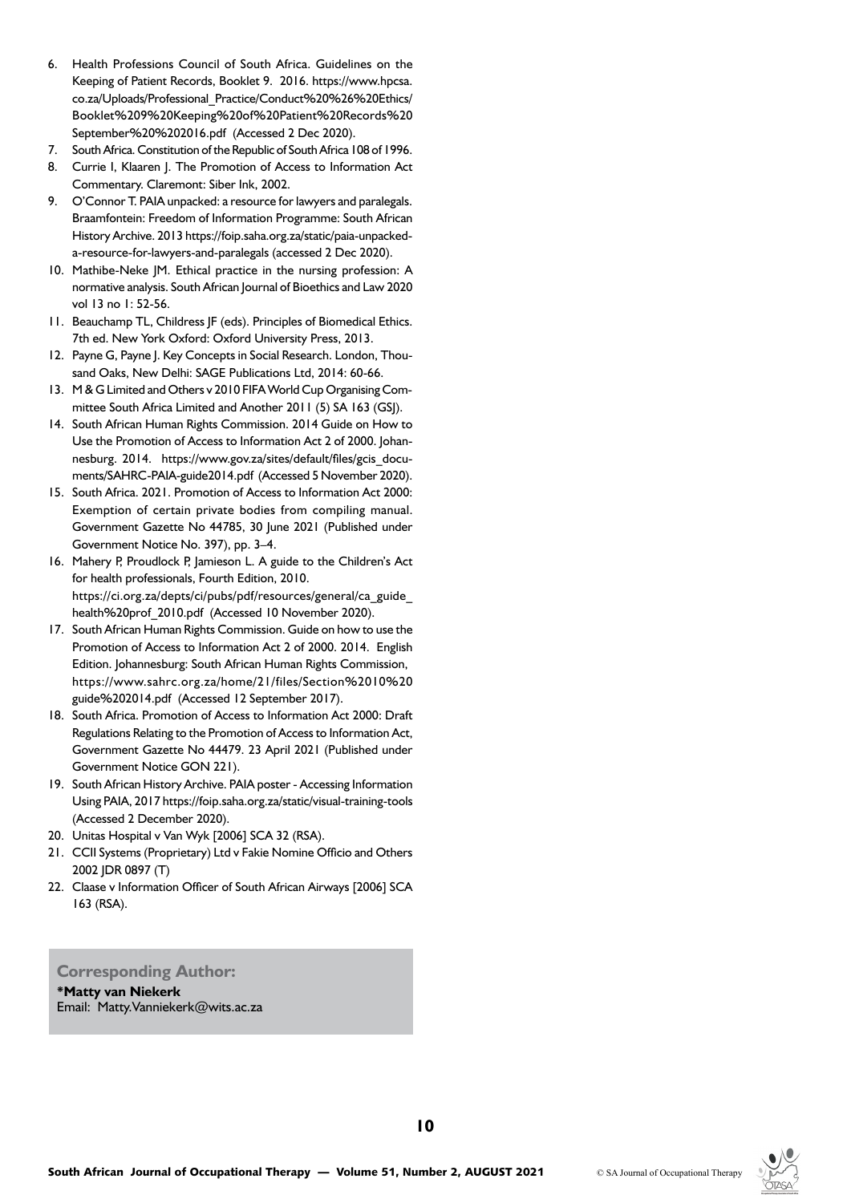6. Health Professions Council of South Africa. Guidelines on the Keeping of Patient Records, Booklet 9. 2016. https://www.hpcsa.co.za/Uploads/Professional_Practice/Conduct%20%26%20Ethics/Booklet%209%20Keeping%20of%20Patient%20Records%20September%20%202016.pdf (Accessed 2 Dec 2020).
7. South Africa. Constitution of the Republic of South Africa 108 of 1996.
8. Currie I, Klaaren J. The Promotion of Access to Information Act Commentary. Claremont: Siber Ink, 2002.
9. O'Connor T. PAIA unpacked: a resource for lawyers and paralegals. Braamfontein: Freedom of Information Programme: South African History Archive. 2013 https://foip.saha.org.za/static/paia-unpacked-a-resource-for-lawyers-and-paralegals (accessed 2 Dec 2020).
10. Mathibe-Neke JM. Ethical practice in the nursing profession: A normative analysis. South African Journal of Bioethics and Law 2020 vol 13 no 1: 52-56.
11. Beauchamp TL, Childress JF (eds). Principles of Biomedical Ethics. 7th ed. New York Oxford: Oxford University Press, 2013.
12. Payne G, Payne J. Key Concepts in Social Research. London, Thousand Oaks, New Delhi: SAGE Publications Ltd, 2014: 60-66.
13. M & G Limited and Others v 2010 FIFA World Cup Organising Committee South Africa Limited and Another 2011 (5) SA 163 (GSJ).
14. South African Human Rights Commission. 2014 Guide on How to Use the Promotion of Access to Information Act 2 of 2000. Johannesburg. 2014. https://www.gov.za/sites/default/files/gcis_documents/SAHRC-PAIA-guide2014.pdf (Accessed 5 November 2020).
15. South Africa. 2021. Promotion of Access to Information Act 2000: Exemption of certain private bodies from compiling manual. Government Gazette No 44785, 30 June 2021 (Published under Government Notice No. 397), pp. 3–4.
16. Mahery P, Proudlock P, Jamieson L. A guide to the Children's Act for health professionals, Fourth Edition, 2010. https://ci.org.za/depts/ci/pubs/pdf/resources/general/ca_guide_health%20prof_2010.pdf (Accessed 10 November 2020).
17. South African Human Rights Commission. Guide on how to use the Promotion of Access to Information Act 2 of 2000. 2014. English Edition. Johannesburg: South African Human Rights Commission, https://www.sahrc.org.za/home/21/files/Section%2010%20guide%202014.pdf (Accessed 12 September 2017).
18. South Africa. Promotion of Access to Information Act 2000: Draft Regulations Relating to the Promotion of Access to Information Act, Government Gazette No 44479. 23 April 2021 (Published under Government Notice GON 221).
19. South African History Archive. PAIA poster - Accessing Information Using PAIA, 2017 https://foip.saha.org.za/static/visual-training-tools (Accessed 2 December 2020).
20. Unitas Hospital v Van Wyk [2006] SCA 32 (RSA).
21. CCII Systems (Proprietary) Ltd v Fakie Nomine Officio and Others 2002 JDR 0897 (T)
22. Claase v Information Officer of South African Airways [2006] SCA 163 (RSA).

**Corresponding Author:**

**\*Matty van Niekerk**
Email: Matty.Vanniekerk@wits.ac.za